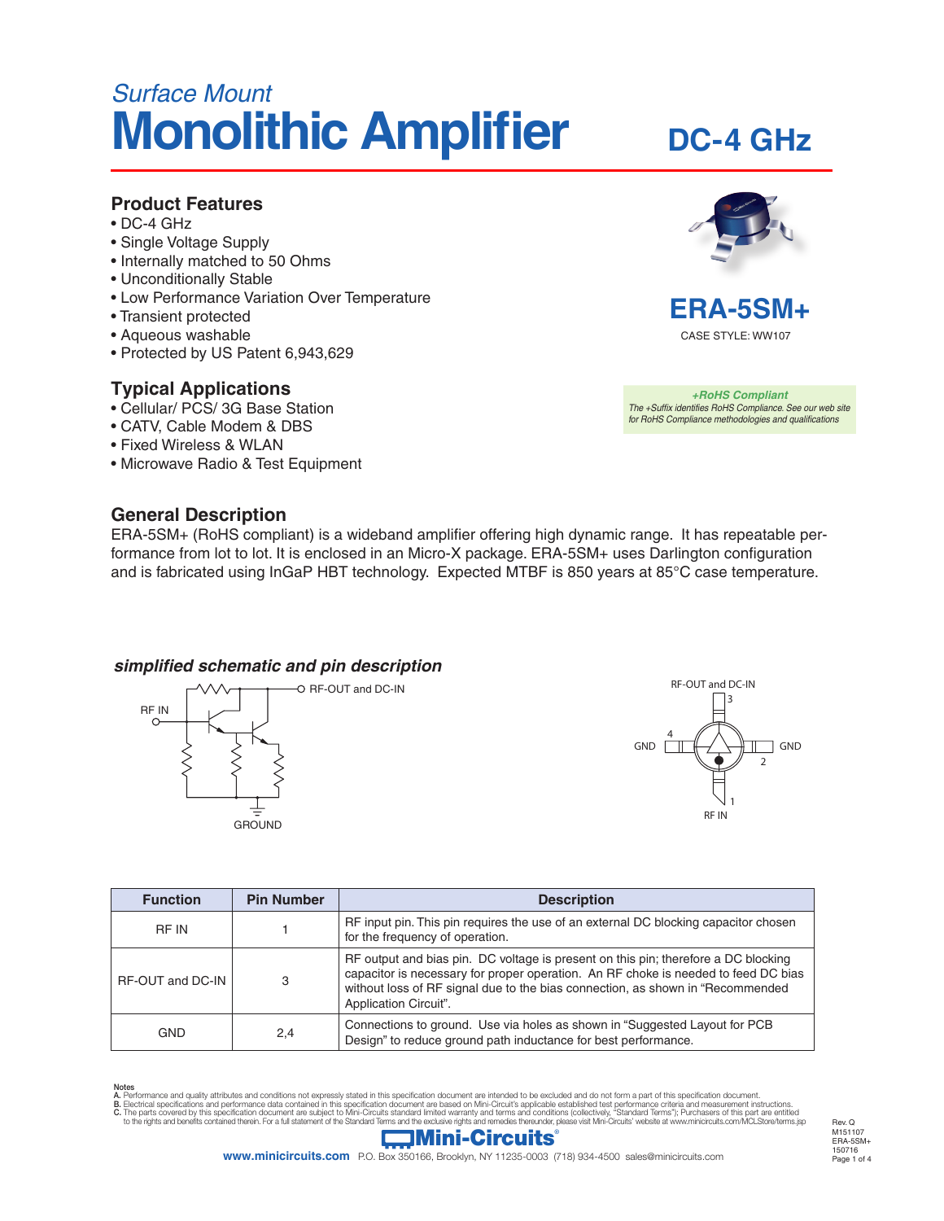*Surface Mount*

# Monolithic Amplifier

## DC-4 GHz

## ERA-5SM+

CASE STYLE: WW107

*+RoHS Compliant*
*The +Suffix identifies RoHS Compliance. See our web site for RoHS Compliance methodologies and qualifications*

### Product Features

- DC-4 GHz
- Single Voltage Supply
- Internally matched to 50 Ohms
- Unconditionally Stable
- Low Performance Variation Over Temperature
- Transient protected
- Aqueous washable
- Protected by US Patent 6,943,629

### Typical Applications

- Cellular/ PCS/ 3G Base Station
- CATV, Cable Modem & DBS
- Fixed Wireless & WLAN
- Microwave Radio & Test Equipment

### General Description

ERA-5SM+ (RoHS compliant) is a wideband amplifier offering high dynamic range. It has repeatable performance from lot to lot. It is enclosed in an Micro-X package. ERA-5SM+ uses Darlington configuration and is fabricated using InGaP HBT technology. Expected MTBF is 850 years at 85°C case temperature.

### *simplified schematic and pin description*

RF IN — RF-OUT and DC-IN — GROUND

RF-OUT and DC-IN (3), GND (4), GND (2), RF IN (1)

| Function | Pin Number | Description |
|---|---|---|
| RF IN | 1 | RF input pin. This pin requires the use of an external DC blocking capacitor chosen for the frequency of operation. |
| RF-OUT and DC-IN | 3 | RF output and bias pin. DC voltage is present on this pin; therefore a DC blocking capacitor is necessary for proper operation. An RF choke is needed to feed DC bias without loss of RF signal due to the bias connection, as shown in "Recommended Application Circuit". |
| GND | 2,4 | Connections to ground. Use via holes as shown in "Suggested Layout for PCB Design" to reduce ground path inductance for best performance. |

Notes
A. Performance and quality attributes and conditions not expressly stated in this specification document are intended to be excluded and do not form a part of this specification document.
B. Electrical specifications and performance data contained in this specification document are based on Mini-Circuit's applicable established test performance criteria and measurement instructions.
C. The parts covered by this specification document are subject to Mini-Circuits standard limited warranty and terms and conditions (collectively, "Standard Terms"); Purchasers of this part are entitled to the rights and benefits contained therein. For a full statement of the Standard Terms and the exclusive rights and remedies thereunder, please visit Mini-Circuits' website at www.minicircuits.com/MCLStore/terms.jsp

Mini-Circuits®
www.minicircuits.com P.O. Box 350166, Brooklyn, NY 11235-0003 (718) 934-4500 sales@minicircuits.com

Rev. Q
M151107
ERA-5SM+
150716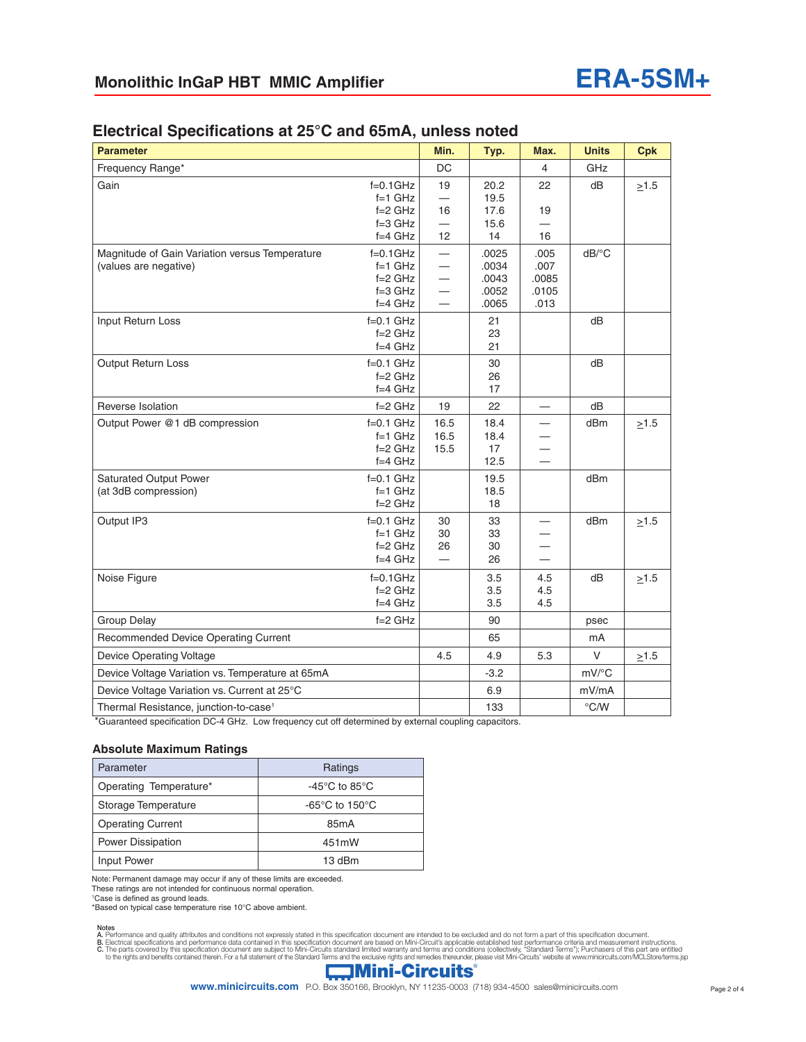# Monolithic InGaP HBT MMIC Amplifier

# ERA-5SM+

## Electrical Specifications at 25°C and 65mA, unless noted

| Parameter | | Min. | Typ. | Max. | Units | Cpk |
|---|---|---|---|---|---|---|
| Frequency Range* | | DC | | 4 | GHz | |
| Gain | f=0.1GHz<br>f=1 GHz<br>f=2 GHz<br>f=3 GHz<br>f=4 GHz | 19<br>—<br>16<br>—<br>12 | 20.2<br>19.5<br>17.6<br>15.6<br>14 | 22<br><br>19<br>—<br>16 | dB | ≥1.5 |
| Magnitude of Gain Variation versus Temperature (values are negative) | f=0.1GHz<br>f=1 GHz<br>f=2 GHz<br>f=3 GHz<br>f=4 GHz | —<br>—<br>—<br>—<br>— | .0025<br>.0034<br>.0043<br>.0052<br>.0065 | .005<br>.007<br>.0085<br>.0105<br>.013 | dB/°C | |
| Input Return Loss | f=0.1 GHz<br>f=2 GHz<br>f=4 GHz | | 21<br>23<br>21 | | dB | |
| Output Return Loss | f=0.1 GHz<br>f=2 GHz<br>f=4 GHz | | 30<br>26<br>17 | | dB | |
| Reverse Isolation | f=2 GHz | 19 | 22 | — | dB | |
| Output Power @1 dB compression | f=0.1 GHz<br>f=1 GHz<br>f=2 GHz<br>f=4 GHz | 16.5<br>16.5<br>15.5<br> | 18.4<br>18.4<br>17<br>12.5 | —<br>—<br>—<br>— | dBm | ≥1.5 |
| Saturated Output Power (at 3dB compression) | f=0.1 GHz<br>f=1 GHz<br>f=2 GHz | | 19.5<br>18.5<br>18 | | dBm | |
| Output IP3 | f=0.1 GHz<br>f=1 GHz<br>f=2 GHz<br>f=4 GHz | 30<br>30<br>26<br>— | 33<br>33<br>30<br>26 | —<br>—<br>—<br>— | dBm | ≥1.5 |
| Noise Figure | f=0.1GHz<br>f=2 GHz<br>f=4 GHz | | 3.5<br>3.5<br>3.5 | 4.5<br>4.5<br>4.5 | dB | ≥1.5 |
| Group Delay | f=2 GHz | | 90 | | psec | |
| Recommended Device Operating Current | | | 65 | | mA | |
| Device Operating Voltage | | 4.5 | 4.9 | 5.3 | V | ≥1.5 |
| Device Voltage Variation vs. Temperature at 65mA | | | -3.2 | | mV/°C | |
| Device Voltage Variation vs. Current at 25°C | | | 6.9 | | mV/mA | |
| Thermal Resistance, junction-to-case[1] | | | 133 | | °C/W | |

*Guaranteed specification DC-4 GHz. Low frequency cut off determined by external coupling capacitors.

### Absolute Maximum Ratings

| Parameter | Ratings |
|---|---|
| Operating Temperature* | -45°C to 85°C |
| Storage Temperature | -65°C to 150°C |
| Operating Current | 85mA |
| Power Dissipation | 451mW |
| Input Power | 13 dBm |

Note: Permanent damage may occur if any of these limits are exceeded.
These ratings are not intended for continuous normal operation.
[1]Case is defined as ground leads.
*Based on typical case temperature rise 10°C above ambient.

Notes
**A.** Performance and quality attributes and conditions not expressly stated in this specification document are intended to be excluded and do not form a part of this specification document.
**B.** Electrical specifications and performance data contained in this specification document are based on Mini-Circuit's applicable established test performance criteria and measurement instructions.
**C.** The parts covered by this specification document are subject to Mini-Circuits standard limited warranty and terms and conditions (collectively, "Standard Terms"); Purchasers of this part are entitled to the rights and benefits contained therein. For a full statement of the Standard Terms and the exclusive rights and remedies thereunder, please visit Mini-Circuits' website at www.minicircuits.com/MCLStore/terms.jsp

Mini-Circuits®
www.minicircuits.com P.O. Box 350166, Brooklyn, NY 11235-0003 (718) 934-4500 sales@minicircuits.com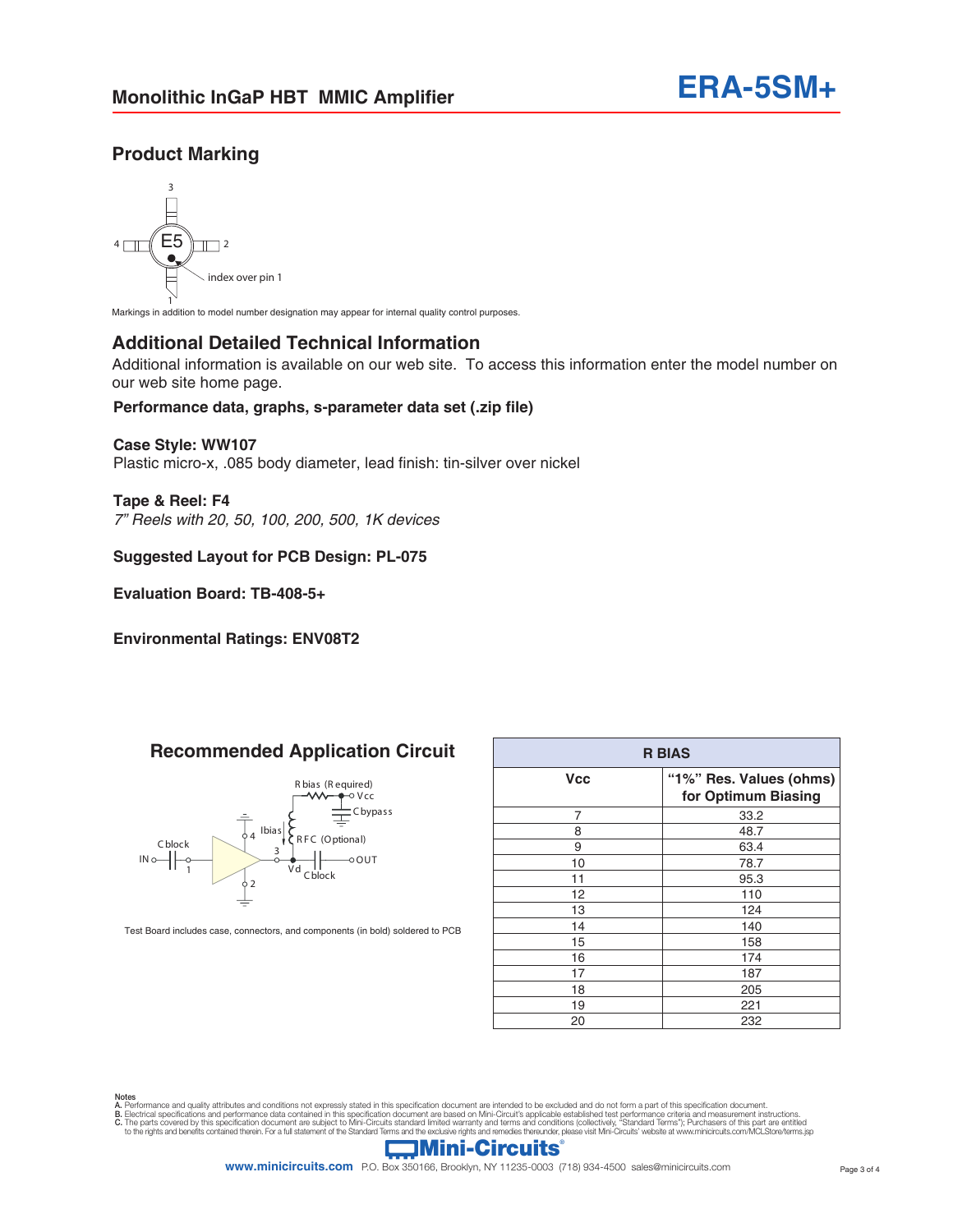## Product Marking

index over pin 1

Markings in addition to model number designation may appear for internal quality control purposes.

## Additional Detailed Technical Information

Additional information is available on our web site. To access this information enter the model number on our web site home page.

**Performance data, graphs, s-parameter data set (.zip file)**

**Case Style: WW107**
Plastic micro-x, .085 body diameter, lead finish: tin-silver over nickel

**Tape & Reel: F4**
*7" Reels with 20, 50, 100, 200, 500, 1K devices*

**Suggested Layout for PCB Design: PL-075**

**Evaluation Board: TB-408-5+**

**Environmental Ratings: ENV08T2**

## Recommended Application Circuit

Test Board includes case, connectors, and components (in bold) soldered to PCB

| R BIAS | |
|---|---|
| **Vcc** | **"1%" Res. Values (ohms) for Optimum Biasing** |
| 7 | 33.2 |
| 8 | 48.7 |
| 9 | 63.4 |
| 10 | 78.7 |
| 11 | 95.3 |
| 12 | 110 |
| 13 | 124 |
| 14 | 140 |
| 15 | 158 |
| 16 | 174 |
| 17 | 187 |
| 18 | 205 |
| 19 | 221 |
| 20 | 232 |

Notes
A. Performance and quality attributes and conditions not expressly stated in this specification document are intended to be excluded and do not form a part of this specification document.
B. Electrical specifications and performance data contained in this specification document are based on Mini-Circuit's applicable established test performance criteria and measurement instructions.
C. The parts covered by this specification document are subject to Mini-Circuits standard limited warranty and terms and conditions (collectively, "Standard Terms"); Purchasers of this part are entitled to the rights and benefits contained therein. For a full statement of the Standard Terms and the exclusive rights and remedies thereunder, please visit Mini-Circuits' website at www.minicircuits.com/MCLStore/terms.jsp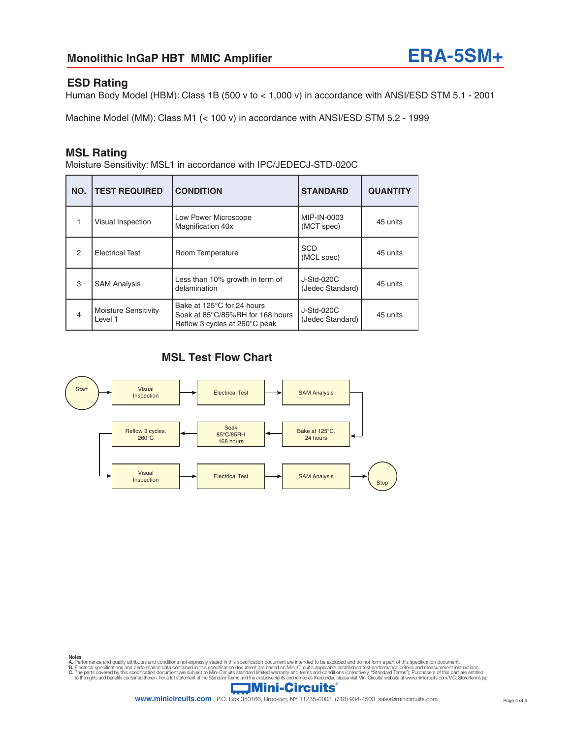## ESD Rating

Human Body Model (HBM): Class 1B (500 v to < 1,000 v) in accordance with ANSI/ESD STM 5.1 - 2001

Machine Model (MM): Class M1 (< 100 v) in accordance with ANSI/ESD STM 5.2 - 1999

## MSL Rating

Moisture Sensitivity: MSL1 in accordance with IPC/JEDECJ-STD-020C

| NO. | TEST REQUIRED | CONDITION | STANDARD | QUANTITY |
|---|---|---|---|---|
| 1 | Visual Inspection | Low Power Microscope Magnification 40x | MIP-IN-0003 (MCT spec) | 45 units |
| 2 | Electrical Test | Room Temperature | SCD (MCL spec) | 45 units |
| 3 | SAM Analysis | Less than 10% growth in term of delamination | J-Std-020C (Jedec Standard) | 45 units |
| 4 | Moisture Sensitivity Level 1 | Bake at 125°C for 24 hours<br>Soak at 85°C/85%RH for 168 hours<br>Reflow 3 cycles at 260°C peak | J-Std-020C (Jedec Standard) | 45 units |

## MSL Test Flow Chart

Start
Visual Inspection
Electrical Test
SAM Analysis
Bake at 125°C, 24 hours
Soak 85°C/85RH 168 hours
Reflow 3 cycles, 260°C
Visual Inspection
Electrical Test
SAM Analysis
Stop

Notes
A. Performance and quality attributes and conditions not expressly stated in this specification document are intended to be excluded and do not form a part of this specification document.
B. Electrical specifications and performance data contained in this specification document are based on Mini-Circuit's applicable established test performance criteria and measurement instructions.
C. The parts covered by this specification document are subject to Mini-Circuits standard limited warranty and terms and conditions (collectively, "Standard Terms"); Purchasers of this part are entitled to the rights and benefits contained therein. For a full statement of the Standard Terms and the exclusive rights and remedies thereunder, please visit Mini-Circuits' website at www.minicircuits.com/MCLStore/terms.jsp

Mini-Circuits®
www.minicircuits.com P.O. Box 350166, Brooklyn, NY 11235-0003 (718) 934-4500 sales@minicircuits.com